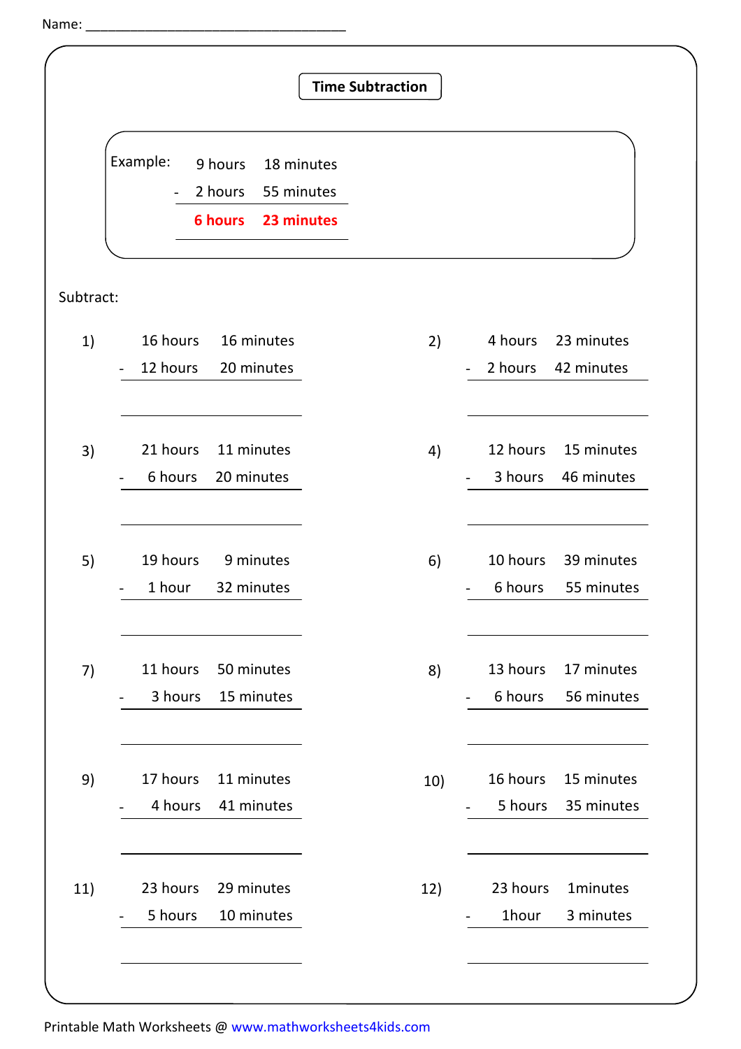Name: ___________________________________

## Time Subtraction

**Example:**

|   | 9 hours | 18 minutes |
|---|---|---|
| - | 2 hours | 55 minutes |
|   | **6 hours** | **23 minutes** |

Subtract:

1)

|   | 16 hours | 16 minutes |
|---|---|---|
| - | 12 hours | 20 minutes |
|   | | |

2)

|   | 4 hours | 23 minutes |
|---|---|---|
| - | 2 hours | 42 minutes |
|   | | |

3)

|   | 21 hours | 11 minutes |
|---|---|---|
| - | 6 hours | 20 minutes |
|   | | |

4)

|   | 12 hours | 15 minutes |
|---|---|---|
| - | 3 hours | 46 minutes |
|   | | |

5)

|   | 19 hours | 9 minutes |
|---|---|---|
| - | 1 hour | 32 minutes |
|   | | |

6)

|   | 10 hours | 39 minutes |
|---|---|---|
| - | 6 hours | 55 minutes |
|   | | |

7)

|   | 11 hours | 50 minutes |
|---|---|---|
| - | 3 hours | 15 minutes |
|   | | |

8)

|   | 13 hours | 17 minutes |
|---|---|---|
| - | 6 hours | 56 minutes |
|   | | |

9)

|   | 17 hours | 11 minutes |
|---|---|---|
| - | 4 hours | 41 minutes |
|   | | |

10)

|   | 16 hours | 15 minutes |
|---|---|---|
| - | 5 hours | 35 minutes |
|   | | |

11)

|   | 23 hours | 29 minutes |
|---|---|---|
| - | 5 hours | 10 minutes |
|   | | |

12)

|   | 23 hours | 1minutes |
|---|---|---|
| - | 1hour | 3 minutes |
|   | | |

Printable Math Worksheets @ www.mathworksheets4kids.com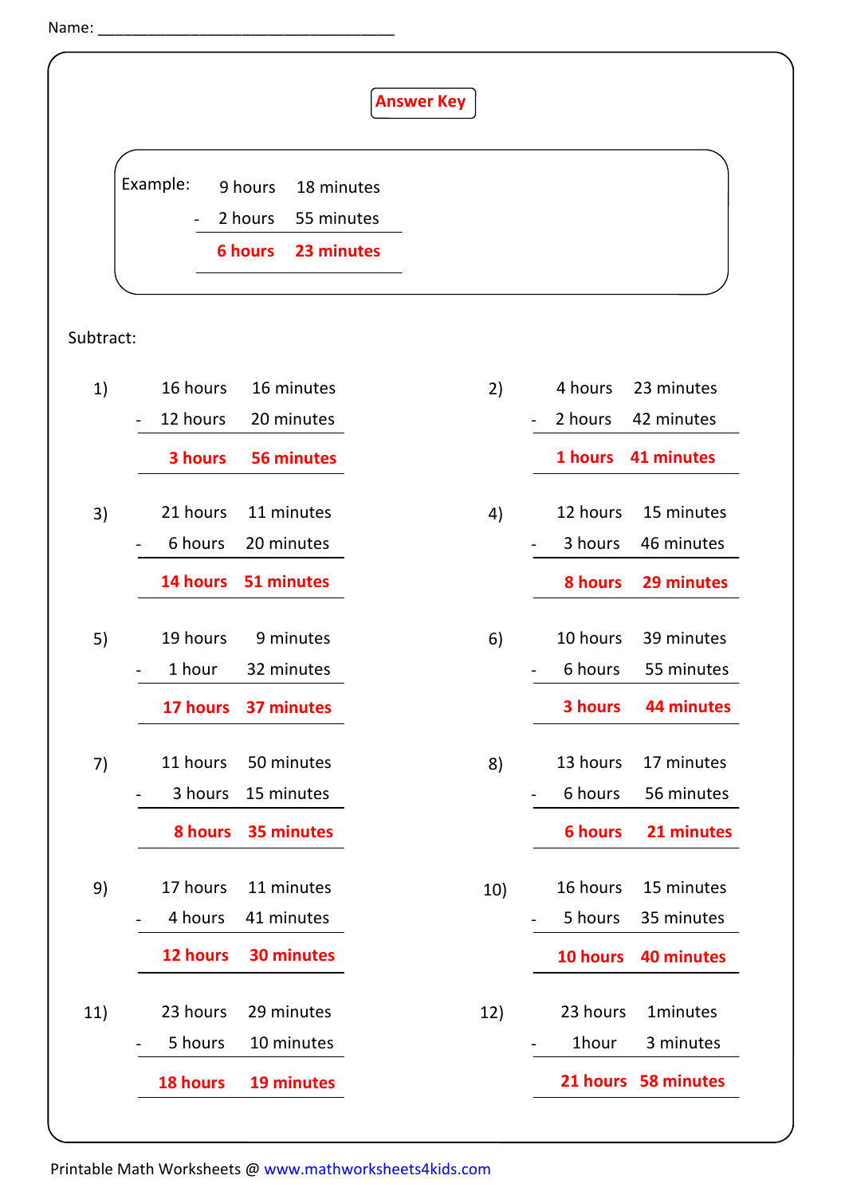Name: ___________________________________

**Answer Key**

Example:

| | | |
|---|---|---|
| | 9 hours | 18 minutes |
| - | 2 hours | 55 minutes |
| | **6 hours** | **23 minutes** |

Subtract:

1)

| | | |
|---|---|---|
| | 16 hours | 16 minutes |
| - | 12 hours | 20 minutes |
| | **3 hours** | **56 minutes** |

2)

| | | |
|---|---|---|
| | 4 hours | 23 minutes |
| - | 2 hours | 42 minutes |
| | **1 hours** | **41 minutes** |

3)

| | | |
|---|---|---|
| | 21 hours | 11 minutes |
| - | 6 hours | 20 minutes |
| | **14 hours** | **51 minutes** |

4)

| | | |
|---|---|---|
| | 12 hours | 15 minutes |
| - | 3 hours | 46 minutes |
| | **8 hours** | **29 minutes** |

5)

| | | |
|---|---|---|
| | 19 hours | 9 minutes |
| - | 1 hour | 32 minutes |
| | **17 hours** | **37 minutes** |

6)

| | | |
|---|---|---|
| | 10 hours | 39 minutes |
| - | 6 hours | 55 minutes |
| | **3 hours** | **44 minutes** |

7)

| | | |
|---|---|---|
| | 11 hours | 50 minutes |
| - | 3 hours | 15 minutes |
| | **8 hours** | **35 minutes** |

8)

| | | |
|---|---|---|
| | 13 hours | 17 minutes |
| - | 6 hours | 56 minutes |
| | **6 hours** | **21 minutes** |

9)

| | | |
|---|---|---|
| | 17 hours | 11 minutes |
| - | 4 hours | 41 minutes |
| | **12 hours** | **30 minutes** |

10)

| | | |
|---|---|---|
| | 16 hours | 15 minutes |
| - | 5 hours | 35 minutes |
| | **10 hours** | **40 minutes** |

11)

| | | |
|---|---|---|
| | 23 hours | 29 minutes |
| - | 5 hours | 10 minutes |
| | **18 hours** | **19 minutes** |

12)

| | | |
|---|---|---|
| | 23 hours | 1minutes |
| - | 1hour | 3 minutes |
| | **21 hours** | **58 minutes** |

Printable Math Worksheets @ www.mathworksheets4kids.com